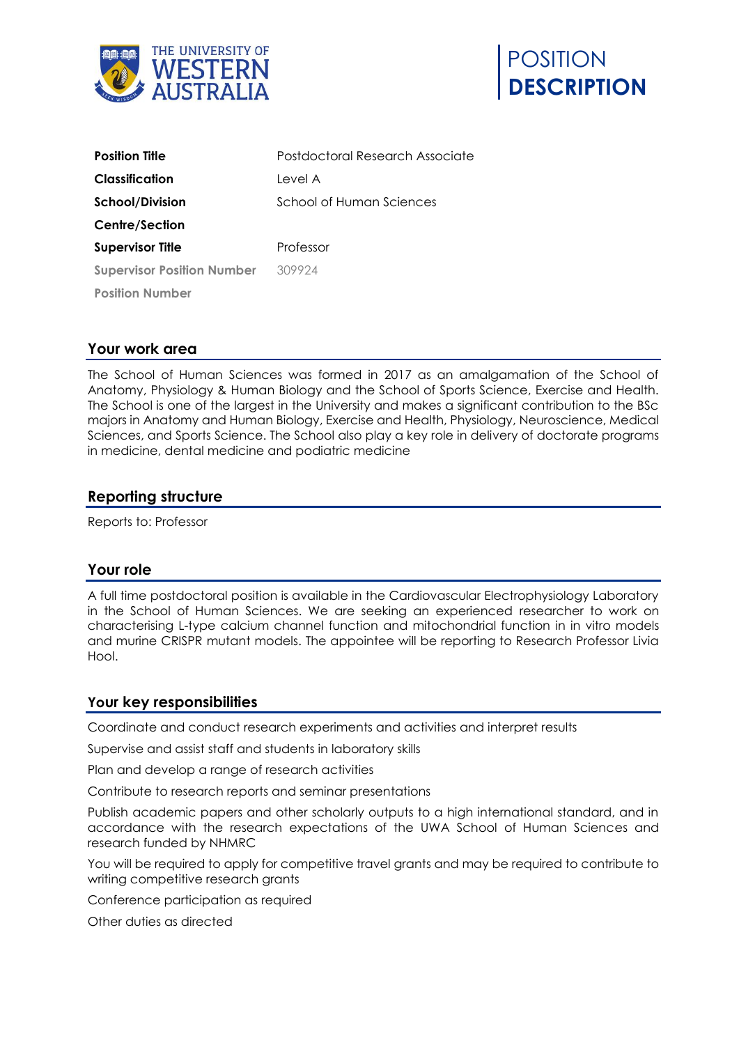THE UNIVERSITY OF WESTERN AUSTRALIA

# POSITION DESCRIPTION

| | |
|---|---|
| **Position Title** | Postdoctoral Research Associate |
| **Classification** | Level A |
| **School/Division** | School of Human Sciences |
| **Centre/Section** | |
| **Supervisor Title** | Professor |
| **Supervisor Position Number** | 309924 |
| **Position Number** | |

## Your work area

The School of Human Sciences was formed in 2017 as an amalgamation of the School of Anatomy, Physiology & Human Biology and the School of Sports Science, Exercise and Health. The School is one of the largest in the University and makes a significant contribution to the BSc majors in Anatomy and Human Biology, Exercise and Health, Physiology, Neuroscience, Medical Sciences, and Sports Science. The School also play a key role in delivery of doctorate programs in medicine, dental medicine and podiatric medicine

## Reporting structure

Reports to: Professor

## Your role

A full time postdoctoral position is available in the Cardiovascular Electrophysiology Laboratory in the School of Human Sciences. We are seeking an experienced researcher to work on characterising L-type calcium channel function and mitochondrial function in in vitro models and murine CRISPR mutant models. The appointee will be reporting to Research Professor Livia Hool.

## Your key responsibilities

Coordinate and conduct research experiments and activities and interpret results

Supervise and assist staff and students in laboratory skills

Plan and develop a range of research activities

Contribute to research reports and seminar presentations

Publish academic papers and other scholarly outputs to a high international standard, and in accordance with the research expectations of the UWA School of Human Sciences and research funded by NHMRC

You will be required to apply for competitive travel grants and may be required to contribute to writing competitive research grants

Conference participation as required

Other duties as directed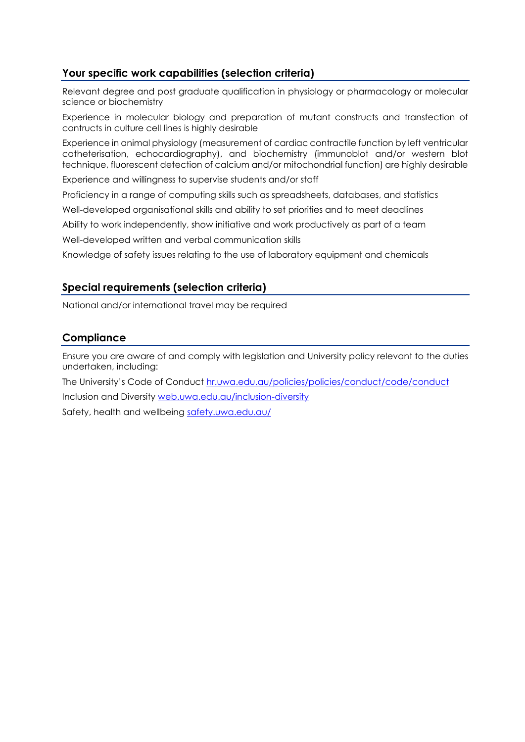## Your specific work capabilities (selection criteria)

Relevant degree and post graduate qualification in physiology or pharmacology or molecular science or biochemistry

Experience in molecular biology and preparation of mutant constructs and transfection of contructs in culture cell lines is highly desirable

Experience in animal physiology (measurement of cardiac contractile function by left ventricular catheterisation, echocardiography), and biochemistry (immunoblot and/or western blot technique, fluorescent detection of calcium and/or mitochondrial function) are highly desirable

Experience and willingness to supervise students and/or staff

Proficiency in a range of computing skills such as spreadsheets, databases, and statistics

Well-developed organisational skills and ability to set priorities and to meet deadlines

Ability to work independently, show initiative and work productively as part of a team

Well-developed written and verbal communication skills

Knowledge of safety issues relating to the use of laboratory equipment and chemicals

## Special requirements (selection criteria)

National and/or international travel may be required

## Compliance

Ensure you are aware of and comply with legislation and University policy relevant to the duties undertaken, including:

The University's Code of Conduct [hr.uwa.edu.au/policies/policies/conduct/code/conduct](hr.uwa.edu.au/policies/policies/conduct/code/conduct)

Inclusion and Diversity [web.uwa.edu.au/inclusion-diversity](web.uwa.edu.au/inclusion-diversity)

Safety, health and wellbeing [safety.uwa.edu.au/](safety.uwa.edu.au/)